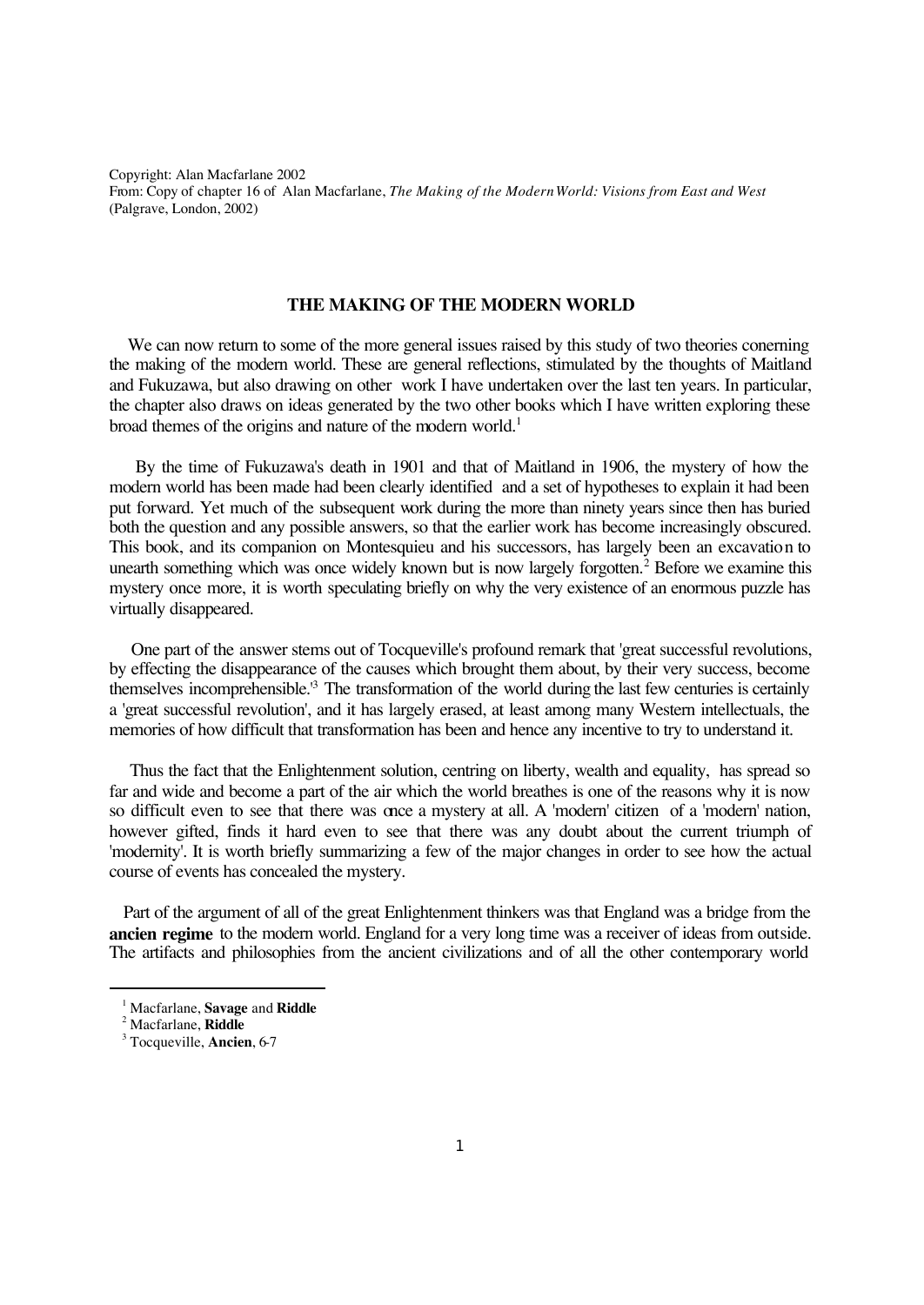Copyright: Alan Macfarlane 2002
From: Copy of chapter 16 of Alan Macfarlane, *The Making of the Modern World: Visions from East and West* (Palgrave, London, 2002)

# THE MAKING OF THE MODERN WORLD

We can now return to some of the more general issues raised by this study of two theories conerning the making of the modern world. These are general reflections, stimulated by the thoughts of Maitland and Fukuzawa, but also drawing on other work I have undertaken over the last ten years. In particular, the chapter also draws on ideas generated by the two other books which I have written exploring these broad themes of the origins and nature of the modern world.[1]

By the time of Fukuzawa's death in 1901 and that of Maitland in 1906, the mystery of how the modern world has been made had been clearly identified and a set of hypotheses to explain it had been put forward. Yet much of the subsequent work during the more than ninety years since then has buried both the question and any possible answers, so that the earlier work has become increasingly obscured. This book, and its companion on Montesquieu and his successors, has largely been an excavation to unearth something which was once widely known but is now largely forgotten.[2] Before we examine this mystery once more, it is worth speculating briefly on why the very existence of an enormous puzzle has virtually disappeared.

One part of the answer stems out of Tocqueville's profound remark that 'great successful revolutions, by effecting the disappearance of the causes which brought them about, by their very success, become themselves incomprehensible.'[3] The transformation of the world during the last few centuries is certainly a 'great successful revolution', and it has largely erased, at least among many Western intellectuals, the memories of how difficult that transformation has been and hence any incentive to try to understand it.

Thus the fact that the Enlightenment solution, centring on liberty, wealth and equality, has spread so far and wide and become a part of the air which the world breathes is one of the reasons why it is now so difficult even to see that there was once a mystery at all. A 'modern' citizen of a 'modern' nation, however gifted, finds it hard even to see that there was any doubt about the current triumph of 'modernity'. It is worth briefly summarizing a few of the major changes in order to see how the actual course of events has concealed the mystery.

Part of the argument of all of the great Enlightenment thinkers was that England was a bridge from the **ancien regime** to the modern world. England for a very long time was a receiver of ideas from outside. The artifacts and philosophies from the ancient civilizations and of all the other contemporary world

[1] Macfarlane, **Savage** and **Riddle**
[2] Macfarlane, **Riddle**
[3] Tocqueville, **Ancien**, 6-7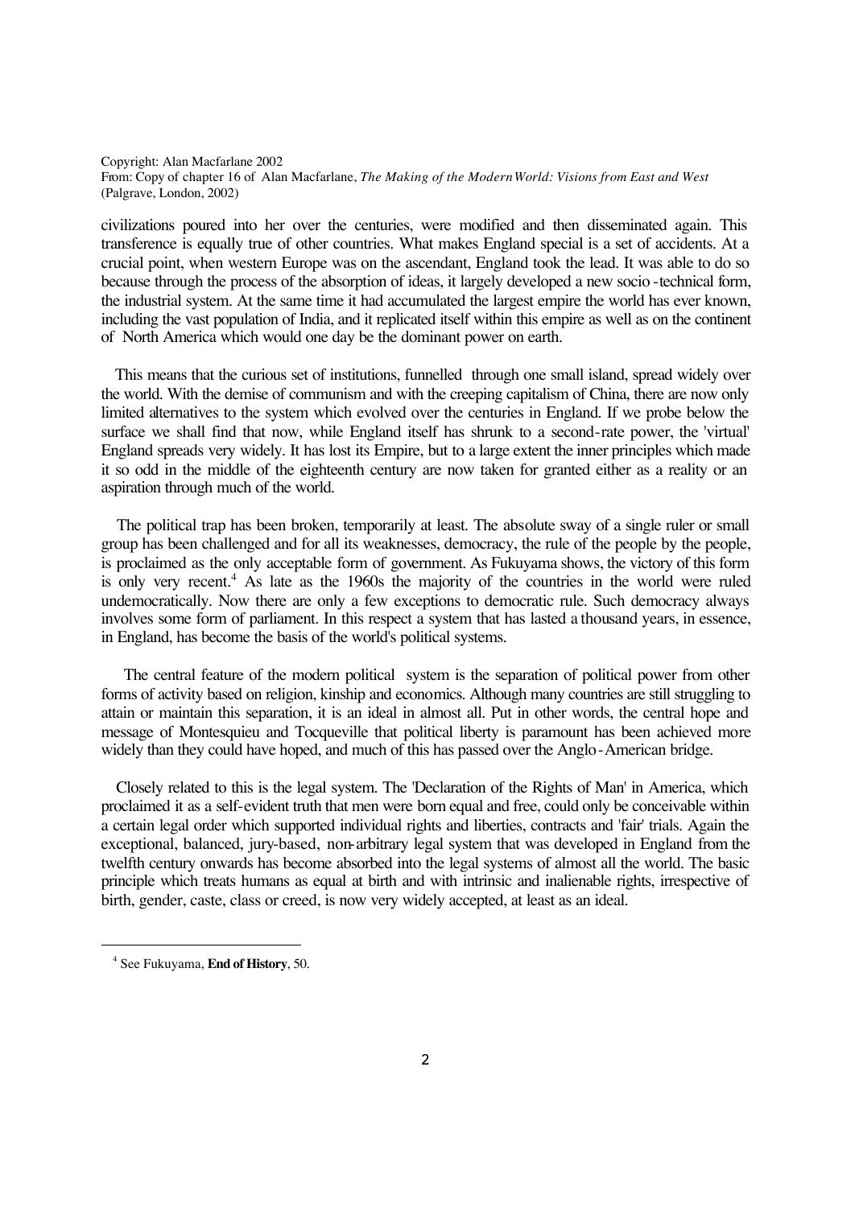civilizations poured into her over the centuries, were modified and then disseminated again. This transference is equally true of other countries. What makes England special is a set of accidents. At a crucial point, when western Europe was on the ascendant, England took the lead. It was able to do so because through the process of the absorption of ideas, it largely developed a new socio-technical form, the industrial system. At the same time it had accumulated the largest empire the world has ever known, including the vast population of India, and it replicated itself within this empire as well as on the continent of North America which would one day be the dominant power on earth.

This means that the curious set of institutions, funnelled through one small island, spread widely over the world. With the demise of communism and with the creeping capitalism of China, there are now only limited alternatives to the system which evolved over the centuries in England. If we probe below the surface we shall find that now, while England itself has shrunk to a second-rate power, the 'virtual' England spreads very widely. It has lost its Empire, but to a large extent the inner principles which made it so odd in the middle of the eighteenth century are now taken for granted either as a reality or an aspiration through much of the world.

The political trap has been broken, temporarily at least. The absolute sway of a single ruler or small group has been challenged and for all its weaknesses, democracy, the rule of the people by the people, is proclaimed as the only acceptable form of government. As Fukuyama shows, the victory of this form is only very recent.[4] As late as the 1960s the majority of the countries in the world were ruled undemocratically. Now there are only a few exceptions to democratic rule. Such democracy always involves some form of parliament. In this respect a system that has lasted a thousand years, in essence, in England, has become the basis of the world's political systems.

The central feature of the modern political system is the separation of political power from other forms of activity based on religion, kinship and economics. Although many countries are still struggling to attain or maintain this separation, it is an ideal in almost all. Put in other words, the central hope and message of Montesquieu and Tocqueville that political liberty is paramount has been achieved more widely than they could have hoped, and much of this has passed over the Anglo-American bridge.

Closely related to this is the legal system. The 'Declaration of the Rights of Man' in America, which proclaimed it as a self-evident truth that men were born equal and free, could only be conceivable within a certain legal order which supported individual rights and liberties, contracts and 'fair' trials. Again the exceptional, balanced, jury-based, non-arbitrary legal system that was developed in England from the twelfth century onwards has become absorbed into the legal systems of almost all the world. The basic principle which treats humans as equal at birth and with intrinsic and inalienable rights, irrespective of birth, gender, caste, class or creed, is now very widely accepted, at least as an ideal.

[4] See Fukuyama, **End of History**, 50.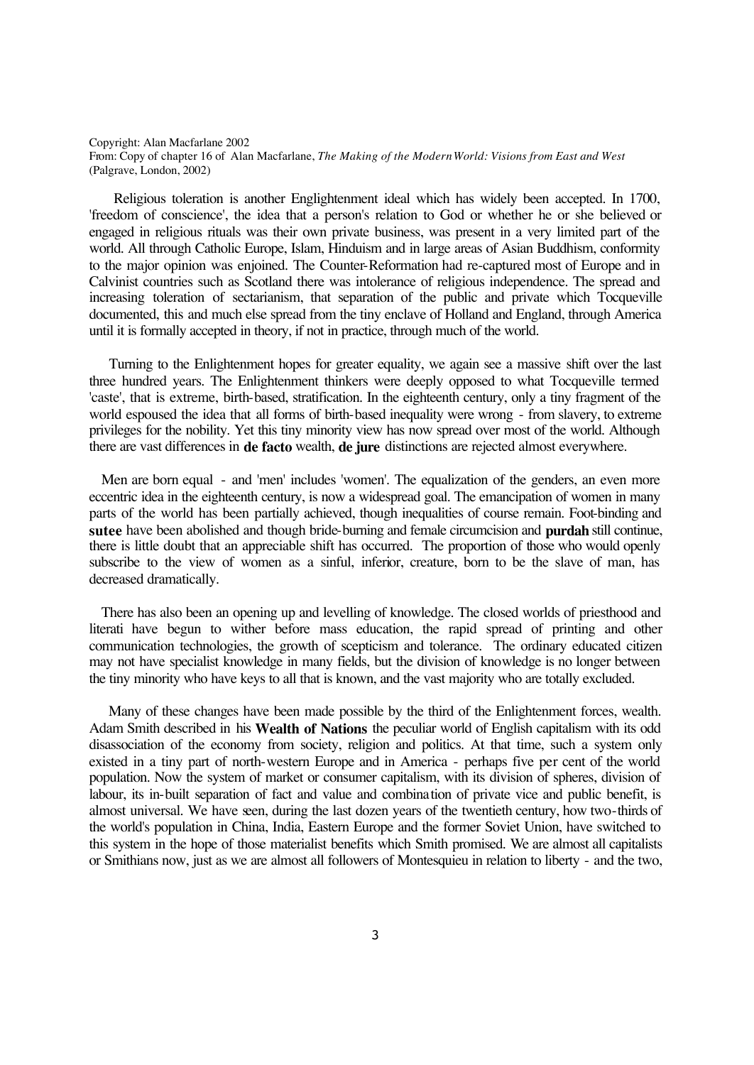Copyright: Alan Macfarlane 2002
From: Copy of chapter 16 of Alan Macfarlane, *The Making of the Modern World: Visions from East and West* (Palgrave, London, 2002)

Religious toleration is another Englightenment ideal which has widely been accepted. In 1700, 'freedom of conscience', the idea that a person's relation to God or whether he or she believed or engaged in religious rituals was their own private business, was present in a very limited part of the world. All through Catholic Europe, Islam, Hinduism and in large areas of Asian Buddhism, conformity to the major opinion was enjoined. The Counter-Reformation had re-captured most of Europe and in Calvinist countries such as Scotland there was intolerance of religious independence. The spread and increasing toleration of sectarianism, that separation of the public and private which Tocqueville documented, this and much else spread from the tiny enclave of Holland and England, through America until it is formally accepted in theory, if not in practice, through much of the world.

Turning to the Enlightenment hopes for greater equality, we again see a massive shift over the last three hundred years. The Enlightenment thinkers were deeply opposed to what Tocqueville termed 'caste', that is extreme, birth-based, stratification. In the eighteenth century, only a tiny fragment of the world espoused the idea that all forms of birth-based inequality were wrong - from slavery, to extreme privileges for the nobility. Yet this tiny minority view has now spread over most of the world. Although there are vast differences in **de facto** wealth, **de jure** distinctions are rejected almost everywhere.

Men are born equal - and 'men' includes 'women'. The equalization of the genders, an even more eccentric idea in the eighteenth century, is now a widespread goal. The emancipation of women in many parts of the world has been partially achieved, though inequalities of course remain. Foot-binding and **sutee** have been abolished and though bride-burning and female circumcision and **purdah** still continue, there is little doubt that an appreciable shift has occurred. The proportion of those who would openly subscribe to the view of women as a sinful, inferior, creature, born to be the slave of man, has decreased dramatically.

There has also been an opening up and levelling of knowledge. The closed worlds of priesthood and literati have begun to wither before mass education, the rapid spread of printing and other communication technologies, the growth of scepticism and tolerance. The ordinary educated citizen may not have specialist knowledge in many fields, but the division of knowledge is no longer between the tiny minority who have keys to all that is known, and the vast majority who are totally excluded.

Many of these changes have been made possible by the third of the Enlightenment forces, wealth. Adam Smith described in his **Wealth of Nations** the peculiar world of English capitalism with its odd disassociation of the economy from society, religion and politics. At that time, such a system only existed in a tiny part of north-western Europe and in America - perhaps five per cent of the world population. Now the system of market or consumer capitalism, with its division of spheres, division of labour, its in-built separation of fact and value and combination of private vice and public benefit, is almost universal. We have seen, during the last dozen years of the twentieth century, how two-thirds of the world's population in China, India, Eastern Europe and the former Soviet Union, have switched to this system in the hope of those materialist benefits which Smith promised. We are almost all capitalists or Smithians now, just as we are almost all followers of Montesquieu in relation to liberty - and the two,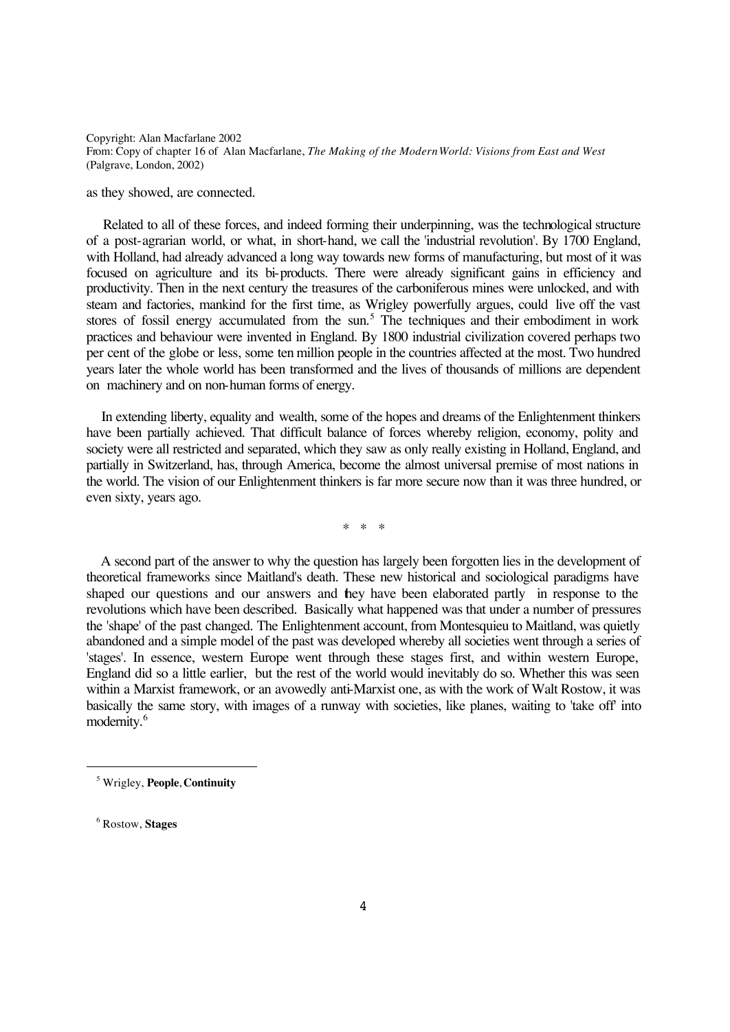as they showed, are connected.

Related to all of these forces, and indeed forming their underpinning, was the technological structure of a post-agrarian world, or what, in short-hand, we call the 'industrial revolution'. By 1700 England, with Holland, had already advanced a long way towards new forms of manufacturing, but most of it was focused on agriculture and its bi-products. There were already significant gains in efficiency and productivity. Then in the next century the treasures of the carboniferous mines were unlocked, and with steam and factories, mankind for the first time, as Wrigley powerfully argues, could live off the vast stores of fossil energy accumulated from the sun.[5] The techniques and their embodiment in work practices and behaviour were invented in England. By 1800 industrial civilization covered perhaps two per cent of the globe or less, some ten million people in the countries affected at the most. Two hundred years later the whole world has been transformed and the lives of thousands of millions are dependent on machinery and on non-human forms of energy.

In extending liberty, equality and wealth, some of the hopes and dreams of the Enlightenment thinkers have been partially achieved. That difficult balance of forces whereby religion, economy, polity and society were all restricted and separated, which they saw as only really existing in Holland, England, and partially in Switzerland, has, through America, become the almost universal premise of most nations in the world. The vision of our Enlightenment thinkers is far more secure now than it was three hundred, or even sixty, years ago.

\* \* \*

A second part of the answer to why the question has largely been forgotten lies in the development of theoretical frameworks since Maitland's death. These new historical and sociological paradigms have shaped our questions and our answers and they have been elaborated partly in response to the revolutions which have been described. Basically what happened was that under a number of pressures the 'shape' of the past changed. The Enlightenment account, from Montesquieu to Maitland, was quietly abandoned and a simple model of the past was developed whereby all societies went through a series of 'stages'. In essence, western Europe went through these stages first, and within western Europe, England did so a little earlier, but the rest of the world would inevitably do so. Whether this was seen within a Marxist framework, or an avowedly anti-Marxist one, as with the work of Walt Rostow, it was basically the same story, with images of a runway with societies, like planes, waiting to 'take off' into modernity.[6]

---

[5] Wrigley, **People, Continuity**

[6] Rostow, **Stages**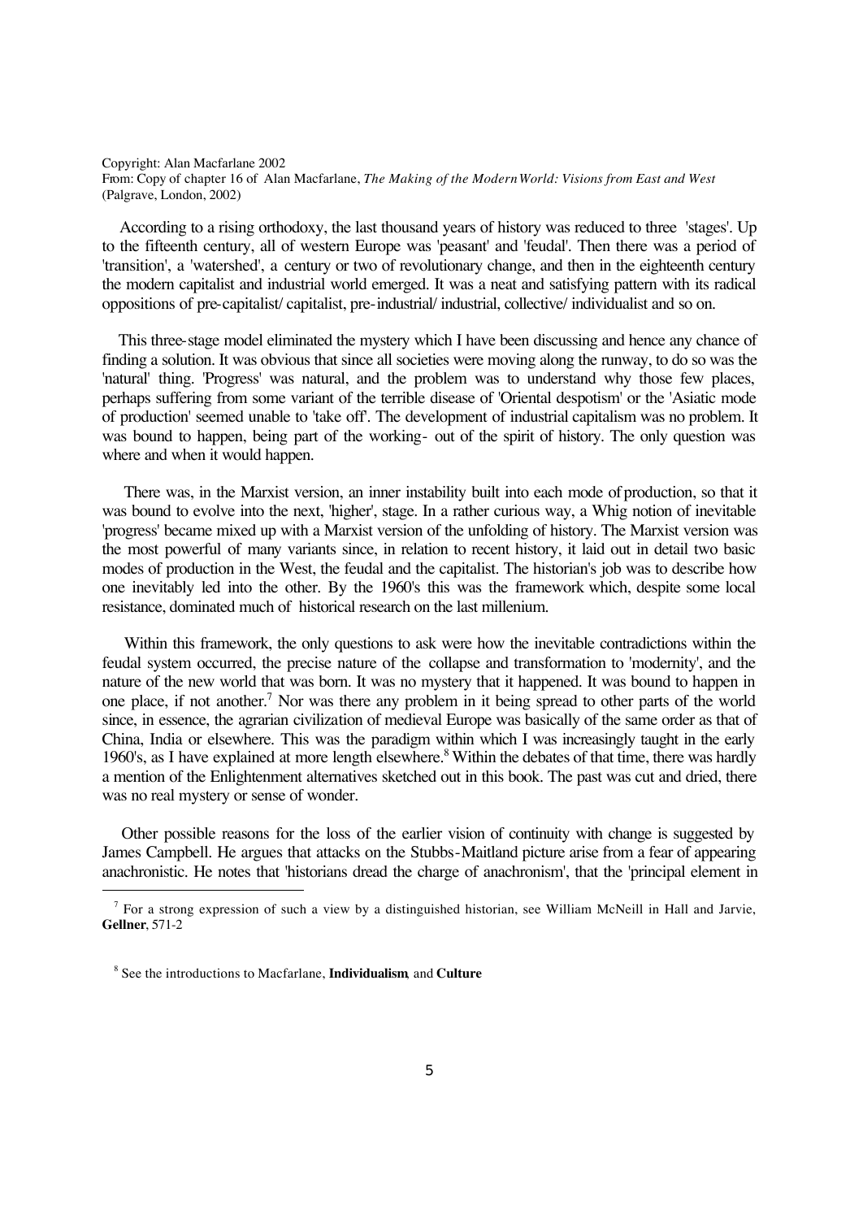Copyright: Alan Macfarlane 2002
From: Copy of chapter 16 of Alan Macfarlane, *The Making of the Modern World: Visions from East and West* (Palgrave, London, 2002)

According to a rising orthodoxy, the last thousand years of history was reduced to three 'stages'. Up to the fifteenth century, all of western Europe was 'peasant' and 'feudal'. Then there was a period of 'transition', a 'watershed', a century or two of revolutionary change, and then in the eighteenth century the modern capitalist and industrial world emerged. It was a neat and satisfying pattern with its radical oppositions of pre-capitalist/ capitalist, pre-industrial/ industrial, collective/ individualist and so on.

This three-stage model eliminated the mystery which I have been discussing and hence any chance of finding a solution. It was obvious that since all societies were moving along the runway, to do so was the 'natural' thing. 'Progress' was natural, and the problem was to understand why those few places, perhaps suffering from some variant of the terrible disease of 'Oriental despotism' or the 'Asiatic mode of production' seemed unable to 'take off'. The development of industrial capitalism was no problem. It was bound to happen, being part of the working- out of the spirit of history. The only question was where and when it would happen.

There was, in the Marxist version, an inner instability built into each mode of production, so that it was bound to evolve into the next, 'higher', stage. In a rather curious way, a Whig notion of inevitable 'progress' became mixed up with a Marxist version of the unfolding of history. The Marxist version was the most powerful of many variants since, in relation to recent history, it laid out in detail two basic modes of production in the West, the feudal and the capitalist. The historian's job was to describe how one inevitably led into the other. By the 1960's this was the framework which, despite some local resistance, dominated much of historical research on the last millenium.

Within this framework, the only questions to ask were how the inevitable contradictions within the feudal system occurred, the precise nature of the collapse and transformation to 'modernity', and the nature of the new world that was born. It was no mystery that it happened. It was bound to happen in one place, if not another.[7] Nor was there any problem in it being spread to other parts of the world since, in essence, the agrarian civilization of medieval Europe was basically of the same order as that of China, India or elsewhere. This was the paradigm within which I was increasingly taught in the early 1960's, as I have explained at more length elsewhere.[8] Within the debates of that time, there was hardly a mention of the Enlightenment alternatives sketched out in this book. The past was cut and dried, there was no real mystery or sense of wonder.

Other possible reasons for the loss of the earlier vision of continuity with change is suggested by James Campbell. He argues that attacks on the Stubbs-Maitland picture arise from a fear of appearing anachronistic. He notes that 'historians dread the charge of anachronism', that the 'principal element in

---

[7] For a strong expression of such a view by a distinguished historian, see William McNeill in Hall and Jarvie, **Gellner**, 571-2

[8] See the introductions to Macfarlane, **Individualism**, and **Culture**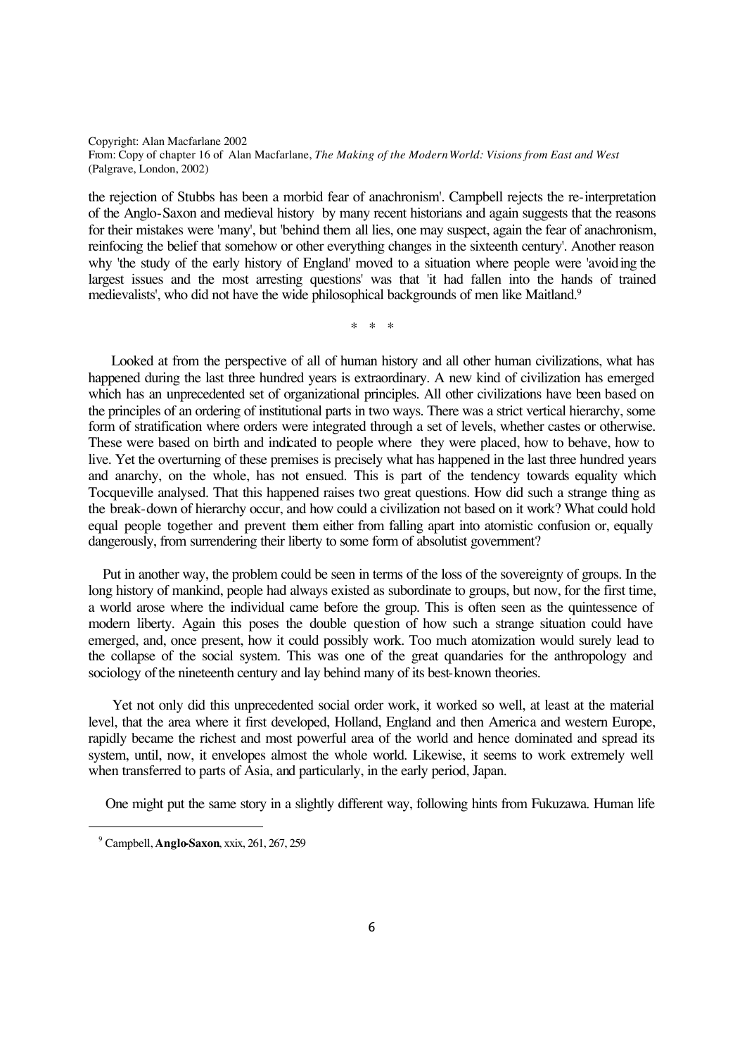the rejection of Stubbs has been a morbid fear of anachronism'. Campbell rejects the re-interpretation of the Anglo-Saxon and medieval history by many recent historians and again suggests that the reasons for their mistakes were 'many', but 'behind them all lies, one may suspect, again the fear of anachronism, reinfocing the belief that somehow or other everything changes in the sixteenth century'. Another reason why 'the study of the early history of England' moved to a situation where people were 'avoiding the largest issues and the most arresting questions' was that 'it had fallen into the hands of trained medievalists', who did not have the wide philosophical backgrounds of men like Maitland.[9]

\* \* \*

Looked at from the perspective of all of human history and all other human civilizations, what has happened during the last three hundred years is extraordinary. A new kind of civilization has emerged which has an unprecedented set of organizational principles. All other civilizations have been based on the principles of an ordering of institutional parts in two ways. There was a strict vertical hierarchy, some form of stratification where orders were integrated through a set of levels, whether castes or otherwise. These were based on birth and indicated to people where they were placed, how to behave, how to live. Yet the overturning of these premises is precisely what has happened in the last three hundred years and anarchy, on the whole, has not ensued. This is part of the tendency towards equality which Tocqueville analysed. That this happened raises two great questions. How did such a strange thing as the break-down of hierarchy occur, and how could a civilization not based on it work? What could hold equal people together and prevent them either from falling apart into atomistic confusion or, equally dangerously, from surrendering their liberty to some form of absolutist government?

Put in another way, the problem could be seen in terms of the loss of the sovereignty of groups. In the long history of mankind, people had always existed as subordinate to groups, but now, for the first time, a world arose where the individual came before the group. This is often seen as the quintessence of modern liberty. Again this poses the double question of how such a strange situation could have emerged, and, once present, how it could possibly work. Too much atomization would surely lead to the collapse of the social system. This was one of the great quandaries for the anthropology and sociology of the nineteenth century and lay behind many of its best-known theories.

Yet not only did this unprecedented social order work, it worked so well, at least at the material level, that the area where it first developed, Holland, England and then America and western Europe, rapidly became the richest and most powerful area of the world and hence dominated and spread its system, until, now, it envelopes almost the whole world. Likewise, it seems to work extremely well when transferred to parts of Asia, and particularly, in the early period, Japan.

One might put the same story in a slightly different way, following hints from Fukuzawa. Human life

[9] Campbell, **Anglo-Saxon**, xxix, 261, 267, 259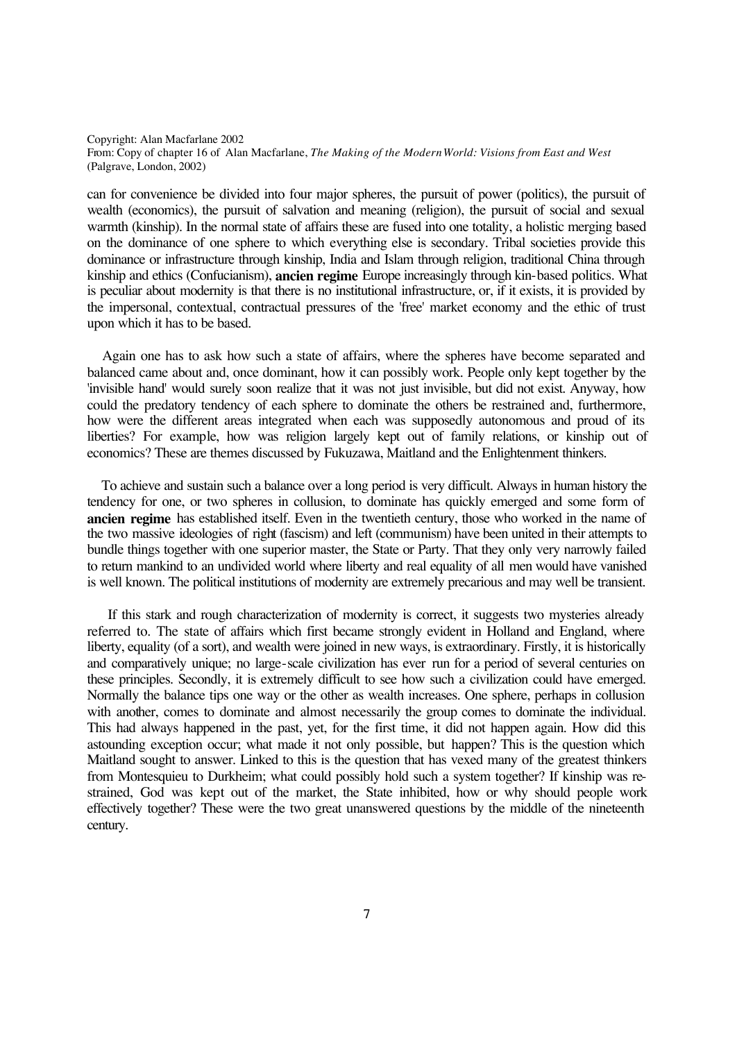can for convenience be divided into four major spheres, the pursuit of power (politics), the pursuit of wealth (economics), the pursuit of salvation and meaning (religion), the pursuit of social and sexual warmth (kinship). In the normal state of affairs these are fused into one totality, a holistic merging based on the dominance of one sphere to which everything else is secondary. Tribal societies provide this dominance or infrastructure through kinship, India and Islam through religion, traditional China through kinship and ethics (Confucianism), **ancien regime** Europe increasingly through kin-based politics. What is peculiar about modernity is that there is no institutional infrastructure, or, if it exists, it is provided by the impersonal, contextual, contractual pressures of the 'free' market economy and the ethic of trust upon which it has to be based.

Again one has to ask how such a state of affairs, where the spheres have become separated and balanced came about and, once dominant, how it can possibly work. People only kept together by the 'invisible hand' would surely soon realize that it was not just invisible, but did not exist. Anyway, how could the predatory tendency of each sphere to dominate the others be restrained and, furthermore, how were the different areas integrated when each was supposedly autonomous and proud of its liberties? For example, how was religion largely kept out of family relations, or kinship out of economics? These are themes discussed by Fukuzawa, Maitland and the Enlightenment thinkers.

To achieve and sustain such a balance over a long period is very difficult. Always in human history the tendency for one, or two spheres in collusion, to dominate has quickly emerged and some form of **ancien regime** has established itself. Even in the twentieth century, those who worked in the name of the two massive ideologies of right (fascism) and left (communism) have been united in their attempts to bundle things together with one superior master, the State or Party. That they only very narrowly failed to return mankind to an undivided world where liberty and real equality of all men would have vanished is well known. The political institutions of modernity are extremely precarious and may well be transient.

If this stark and rough characterization of modernity is correct, it suggests two mysteries already referred to. The state of affairs which first became strongly evident in Holland and England, where liberty, equality (of a sort), and wealth were joined in new ways, is extraordinary. Firstly, it is historically and comparatively unique; no large-scale civilization has ever run for a period of several centuries on these principles. Secondly, it is extremely difficult to see how such a civilization could have emerged. Normally the balance tips one way or the other as wealth increases. One sphere, perhaps in collusion with another, comes to dominate and almost necessarily the group comes to dominate the individual. This had always happened in the past, yet, for the first time, it did not happen again. How did this astounding exception occur; what made it not only possible, but happen? This is the question which Maitland sought to answer. Linked to this is the question that has vexed many of the greatest thinkers from Montesquieu to Durkheim; what could possibly hold such a system together? If kinship was re-strained, God was kept out of the market, the State inhibited, how or why should people work effectively together? These were the two great unanswered questions by the middle of the nineteenth century.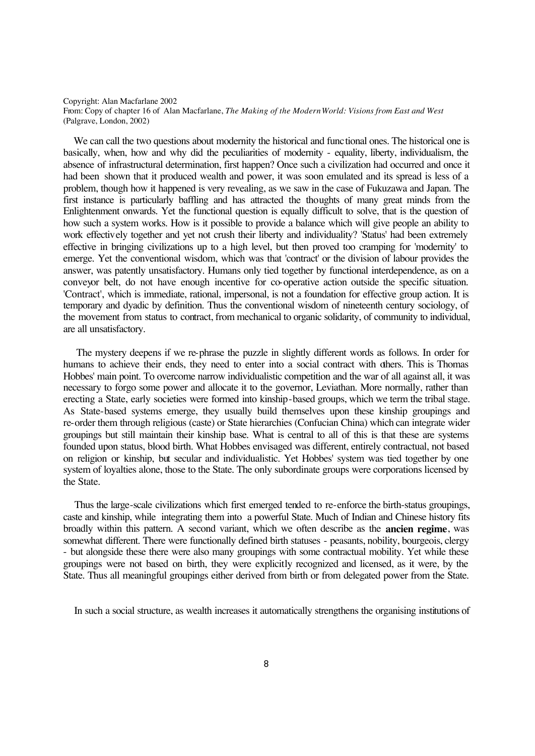We can call the two questions about modernity the historical and functional ones. The historical one is basically, when, how and why did the peculiarities of modernity - equality, liberty, individualism, the absence of infrastructural determination, first happen? Once such a civilization had occurred and once it had been shown that it produced wealth and power, it was soon emulated and its spread is less of a problem, though how it happened is very revealing, as we saw in the case of Fukuzawa and Japan. The first instance is particularly baffling and has attracted the thoughts of many great minds from the Enlightenment onwards. Yet the functional question is equally difficult to solve, that is the question of how such a system works. How is it possible to provide a balance which will give people an ability to work effectively together and yet not crush their liberty and individuality? 'Status' had been extremely effective in bringing civilizations up to a high level, but then proved too cramping for 'modernity' to emerge. Yet the conventional wisdom, which was that 'contract' or the division of labour provides the answer, was patently unsatisfactory. Humans only tied together by functional interdependence, as on a conveyor belt, do not have enough incentive for co-operative action outside the specific situation. 'Contract', which is immediate, rational, impersonal, is not a foundation for effective group action. It is temporary and dyadic by definition. Thus the conventional wisdom of nineteenth century sociology, of the movement from status to contract, from mechanical to organic solidarity, of community to individual, are all unsatisfactory.

The mystery deepens if we re-phrase the puzzle in slightly different words as follows. In order for humans to achieve their ends, they need to enter into a social contract with others. This is Thomas Hobbes' main point. To overcome narrow individualistic competition and the war of all against all, it was necessary to forgo some power and allocate it to the governor, Leviathan. More normally, rather than erecting a State, early societies were formed into kinship-based groups, which we term the tribal stage. As State-based systems emerge, they usually build themselves upon these kinship groupings and re-order them through religious (caste) or State hierarchies (Confucian China) which can integrate wider groupings but still maintain their kinship base. What is central to all of this is that these are systems founded upon status, blood birth. What Hobbes envisaged was different, entirely contractual, not based on religion or kinship, but secular and individualistic. Yet Hobbes' system was tied together by one system of loyalties alone, those to the State. The only subordinate groups were corporations licensed by the State.

Thus the large-scale civilizations which first emerged tended to re-enforce the birth-status groupings, caste and kinship, while integrating them into a powerful State. Much of Indian and Chinese history fits broadly within this pattern. A second variant, which we often describe as the **ancien regime**, was somewhat different. There were functionally defined birth statuses - peasants, nobility, bourgeois, clergy - but alongside these there were also many groupings with some contractual mobility. Yet while these groupings were not based on birth, they were explicitly recognized and licensed, as it were, by the State. Thus all meaningful groupings either derived from birth or from delegated power from the State.

In such a social structure, as wealth increases it automatically strengthens the organising institutions of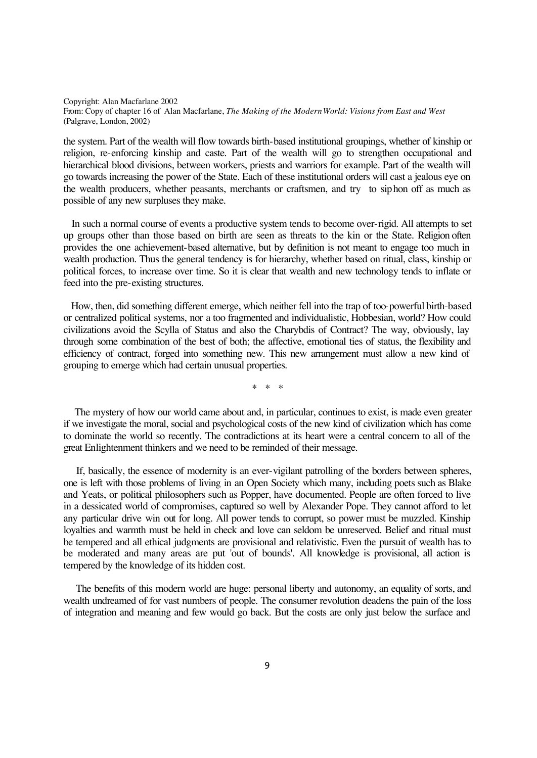the system. Part of the wealth will flow towards birth-based institutional groupings, whether of kinship or religion, re-enforcing kinship and caste. Part of the wealth will go to strengthen occupational and hierarchical blood divisions, between workers, priests and warriors for example. Part of the wealth will go towards increasing the power of the State. Each of these institutional orders will cast a jealous eye on the wealth producers, whether peasants, merchants or craftsmen, and try to siphon off as much as possible of any new surpluses they make.

In such a normal course of events a productive system tends to become over-rigid. All attempts to set up groups other than those based on birth are seen as threats to the kin or the State. Religion often provides the one achievement-based alternative, but by definition is not meant to engage too much in wealth production. Thus the general tendency is for hierarchy, whether based on ritual, class, kinship or political forces, to increase over time. So it is clear that wealth and new technology tends to inflate or feed into the pre-existing structures.

How, then, did something different emerge, which neither fell into the trap of too-powerful birth-based or centralized political systems, nor a too fragmented and individualistic, Hobbesian, world? How could civilizations avoid the Scylla of Status and also the Charybdis of Contract? The way, obviously, lay through some combination of the best of both; the affective, emotional ties of status, the flexibility and efficiency of contract, forged into something new. This new arrangement must allow a new kind of grouping to emerge which had certain unusual properties.

\* \* \*

The mystery of how our world came about and, in particular, continues to exist, is made even greater if we investigate the moral, social and psychological costs of the new kind of civilization which has come to dominate the world so recently. The contradictions at its heart were a central concern to all of the great Enlightenment thinkers and we need to be reminded of their message.

If, basically, the essence of modernity is an ever-vigilant patrolling of the borders between spheres, one is left with those problems of living in an Open Society which many, including poets such as Blake and Yeats, or political philosophers such as Popper, have documented. People are often forced to live in a dessicated world of compromises, captured so well by Alexander Pope. They cannot afford to let any particular drive win out for long. All power tends to corrupt, so power must be muzzled. Kinship loyalties and warmth must be held in check and love can seldom be unreserved. Belief and ritual must be tempered and all ethical judgments are provisional and relativistic. Even the pursuit of wealth has to be moderated and many areas are put 'out of bounds'. All knowledge is provisional, all action is tempered by the knowledge of its hidden cost.

The benefits of this modern world are huge: personal liberty and autonomy, an equality of sorts, and wealth undreamed of for vast numbers of people. The consumer revolution deadens the pain of the loss of integration and meaning and few would go back. But the costs are only just below the surface and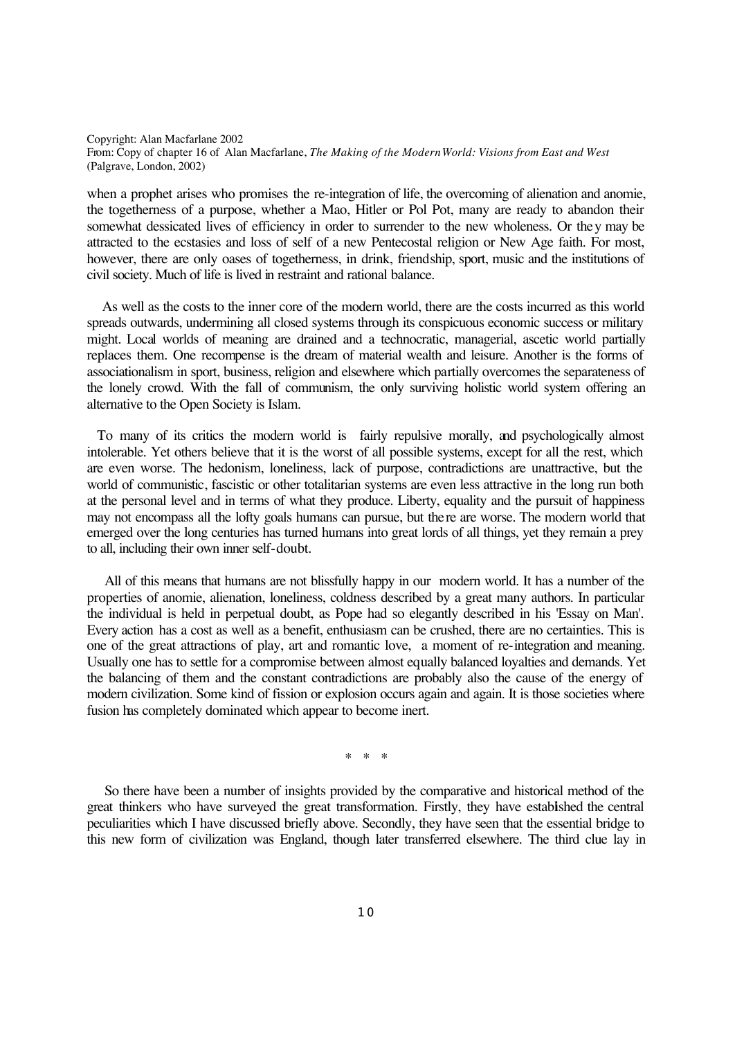when a prophet arises who promises the re-integration of life, the overcoming of alienation and anomie, the togetherness of a purpose, whether a Mao, Hitler or Pol Pot, many are ready to abandon their somewhat dessicated lives of efficiency in order to surrender to the new wholeness. Or they may be attracted to the ecstasies and loss of self of a new Pentecostal religion or New Age faith. For most, however, there are only oases of togetherness, in drink, friendship, sport, music and the institutions of civil society. Much of life is lived in restraint and rational balance.

As well as the costs to the inner core of the modern world, there are the costs incurred as this world spreads outwards, undermining all closed systems through its conspicuous economic success or military might. Local worlds of meaning are drained and a technocratic, managerial, ascetic world partially replaces them. One recompense is the dream of material wealth and leisure. Another is the forms of associationalism in sport, business, religion and elsewhere which partially overcomes the separateness of the lonely crowd. With the fall of communism, the only surviving holistic world system offering an alternative to the Open Society is Islam.

To many of its critics the modern world is fairly repulsive morally, and psychologically almost intolerable. Yet others believe that it is the worst of all possible systems, except for all the rest, which are even worse. The hedonism, loneliness, lack of purpose, contradictions are unattractive, but the world of communistic, fascistic or other totalitarian systems are even less attractive in the long run both at the personal level and in terms of what they produce. Liberty, equality and the pursuit of happiness may not encompass all the lofty goals humans can pursue, but there are worse. The modern world that emerged over the long centuries has turned humans into great lords of all things, yet they remain a prey to all, including their own inner self-doubt.

All of this means that humans are not blissfully happy in our modern world. It has a number of the properties of anomie, alienation, loneliness, coldness described by a great many authors. In particular the individual is held in perpetual doubt, as Pope had so elegantly described in his 'Essay on Man'. Every action has a cost as well as a benefit, enthusiasm can be crushed, there are no certainties. This is one of the great attractions of play, art and romantic love, a moment of re-integration and meaning. Usually one has to settle for a compromise between almost equally balanced loyalties and demands. Yet the balancing of them and the constant contradictions are probably also the cause of the energy of modern civilization. Some kind of fission or explosion occurs again and again. It is those societies where fusion has completely dominated which appear to become inert.

\* \* \*

So there have been a number of insights provided by the comparative and historical method of the great thinkers who have surveyed the great transformation. Firstly, they have established the central peculiarities which I have discussed briefly above. Secondly, they have seen that the essential bridge to this new form of civilization was England, though later transferred elsewhere. The third clue lay in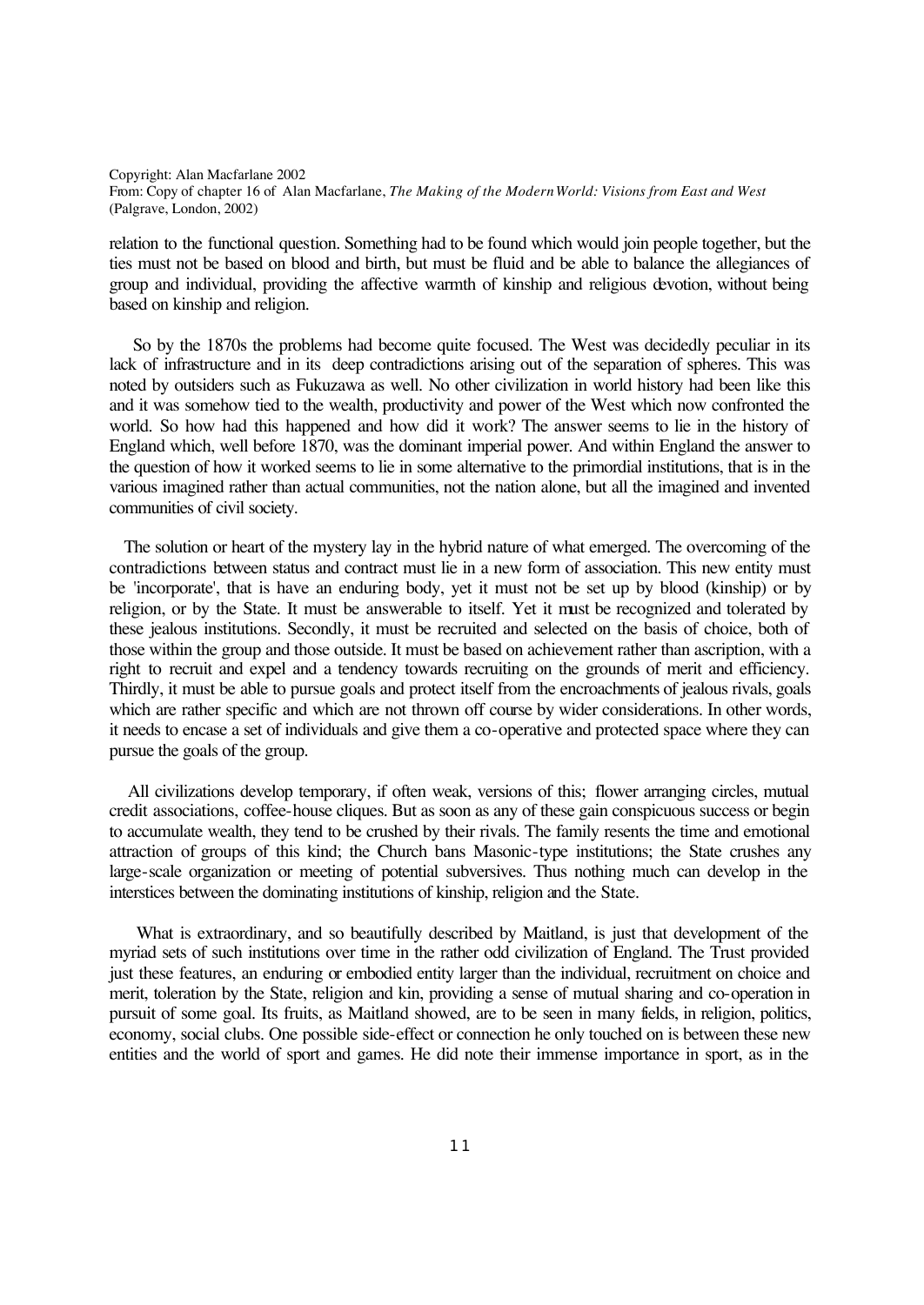relation to the functional question. Something had to be found which would join people together, but the ties must not be based on blood and birth, but must be fluid and be able to balance the allegiances of group and individual, providing the affective warmth of kinship and religious devotion, without being based on kinship and religion.

So by the 1870s the problems had become quite focused. The West was decidedly peculiar in its lack of infrastructure and in its deep contradictions arising out of the separation of spheres. This was noted by outsiders such as Fukuzawa as well. No other civilization in world history had been like this and it was somehow tied to the wealth, productivity and power of the West which now confronted the world. So how had this happened and how did it work? The answer seems to lie in the history of England which, well before 1870, was the dominant imperial power. And within England the answer to the question of how it worked seems to lie in some alternative to the primordial institutions, that is in the various imagined rather than actual communities, not the nation alone, but all the imagined and invented communities of civil society.

The solution or heart of the mystery lay in the hybrid nature of what emerged. The overcoming of the contradictions between status and contract must lie in a new form of association. This new entity must be 'incorporate', that is have an enduring body, yet it must not be set up by blood (kinship) or by religion, or by the State. It must be answerable to itself. Yet it must be recognized and tolerated by these jealous institutions. Secondly, it must be recruited and selected on the basis of choice, both of those within the group and those outside. It must be based on achievement rather than ascription, with a right to recruit and expel and a tendency towards recruiting on the grounds of merit and efficiency. Thirdly, it must be able to pursue goals and protect itself from the encroachments of jealous rivals, goals which are rather specific and which are not thrown off course by wider considerations. In other words, it needs to encase a set of individuals and give them a co-operative and protected space where they can pursue the goals of the group.

All civilizations develop temporary, if often weak, versions of this; flower arranging circles, mutual credit associations, coffee-house cliques. But as soon as any of these gain conspicuous success or begin to accumulate wealth, they tend to be crushed by their rivals. The family resents the time and emotional attraction of groups of this kind; the Church bans Masonic-type institutions; the State crushes any large-scale organization or meeting of potential subversives. Thus nothing much can develop in the interstices between the dominating institutions of kinship, religion and the State.

What is extraordinary, and so beautifully described by Maitland, is just that development of the myriad sets of such institutions over time in the rather odd civilization of England. The Trust provided just these features, an enduring or embodied entity larger than the individual, recruitment on choice and merit, toleration by the State, religion and kin, providing a sense of mutual sharing and co-operation in pursuit of some goal. Its fruits, as Maitland showed, are to be seen in many fields, in religion, politics, economy, social clubs. One possible side-effect or connection he only touched on is between these new entities and the world of sport and games. He did note their immense importance in sport, as in the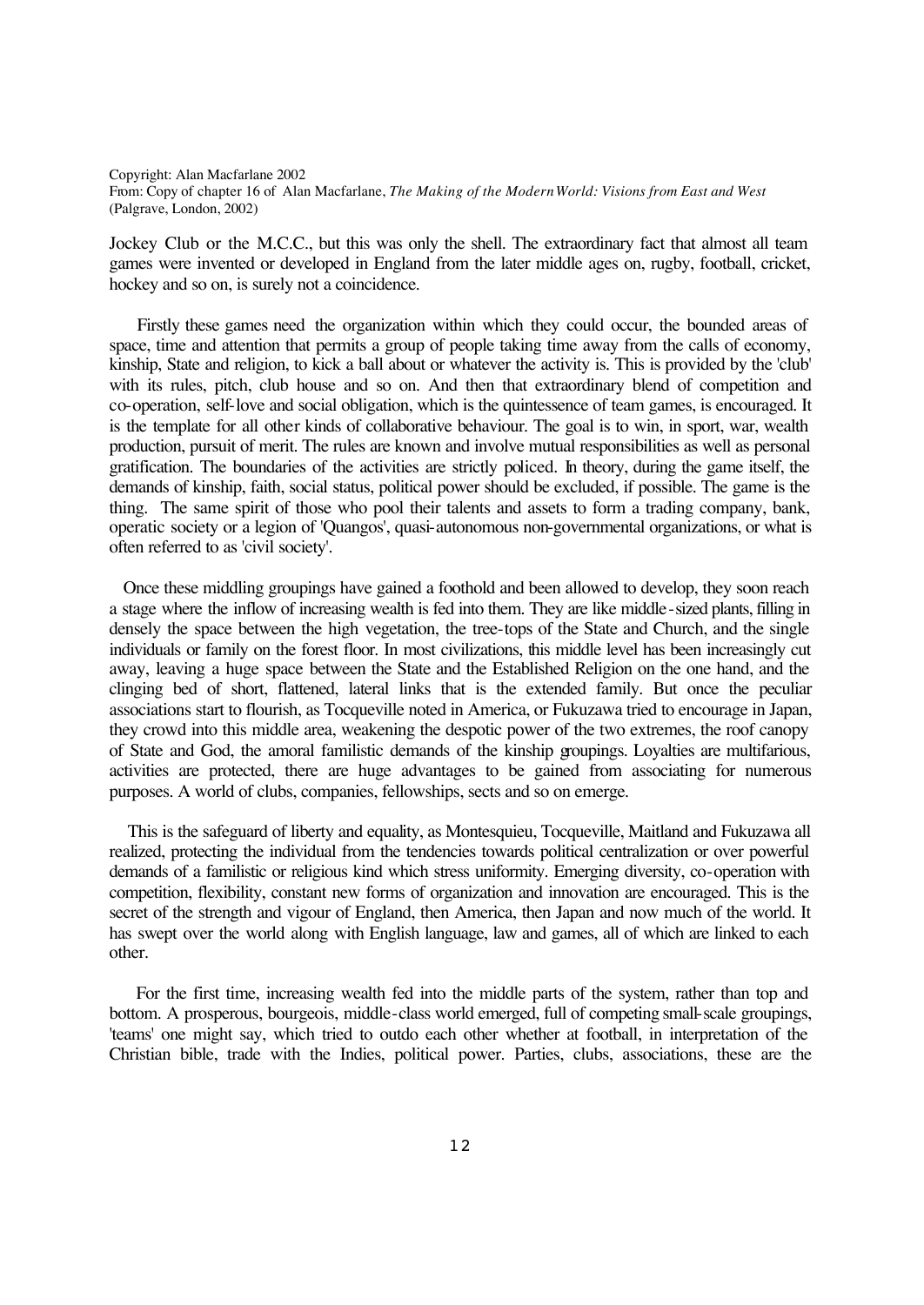Jockey Club or the M.C.C., but this was only the shell. The extraordinary fact that almost all team games were invented or developed in England from the later middle ages on, rugby, football, cricket, hockey and so on, is surely not a coincidence.

Firstly these games need the organization within which they could occur, the bounded areas of space, time and attention that permits a group of people taking time away from the calls of economy, kinship, State and religion, to kick a ball about or whatever the activity is. This is provided by the 'club' with its rules, pitch, club house and so on. And then that extraordinary blend of competition and co-operation, self-love and social obligation, which is the quintessence of team games, is encouraged. It is the template for all other kinds of collaborative behaviour. The goal is to win, in sport, war, wealth production, pursuit of merit. The rules are known and involve mutual responsibilities as well as personal gratification. The boundaries of the activities are strictly policed. In theory, during the game itself, the demands of kinship, faith, social status, political power should be excluded, if possible. The game is the thing. The same spirit of those who pool their talents and assets to form a trading company, bank, operatic society or a legion of 'Quangos', quasi-autonomous non-governmental organizations, or what is often referred to as 'civil society'.

Once these middling groupings have gained a foothold and been allowed to develop, they soon reach a stage where the inflow of increasing wealth is fed into them. They are like middle-sized plants, filling in densely the space between the high vegetation, the tree-tops of the State and Church, and the single individuals or family on the forest floor. In most civilizations, this middle level has been increasingly cut away, leaving a huge space between the State and the Established Religion on the one hand, and the clinging bed of short, flattened, lateral links that is the extended family. But once the peculiar associations start to flourish, as Tocqueville noted in America, or Fukuzawa tried to encourage in Japan, they crowd into this middle area, weakening the despotic power of the two extremes, the roof canopy of State and God, the amoral familistic demands of the kinship groupings. Loyalties are multifarious, activities are protected, there are huge advantages to be gained from associating for numerous purposes. A world of clubs, companies, fellowships, sects and so on emerge.

This is the safeguard of liberty and equality, as Montesquieu, Tocqueville, Maitland and Fukuzawa all realized, protecting the individual from the tendencies towards political centralization or over powerful demands of a familistic or religious kind which stress uniformity. Emerging diversity, co-operation with competition, flexibility, constant new forms of organization and innovation are encouraged. This is the secret of the strength and vigour of England, then America, then Japan and now much of the world. It has swept over the world along with English language, law and games, all of which are linked to each other.

For the first time, increasing wealth fed into the middle parts of the system, rather than top and bottom. A prosperous, bourgeois, middle-class world emerged, full of competing small-scale groupings, 'teams' one might say, which tried to outdo each other whether at football, in interpretation of the Christian bible, trade with the Indies, political power. Parties, clubs, associations, these are the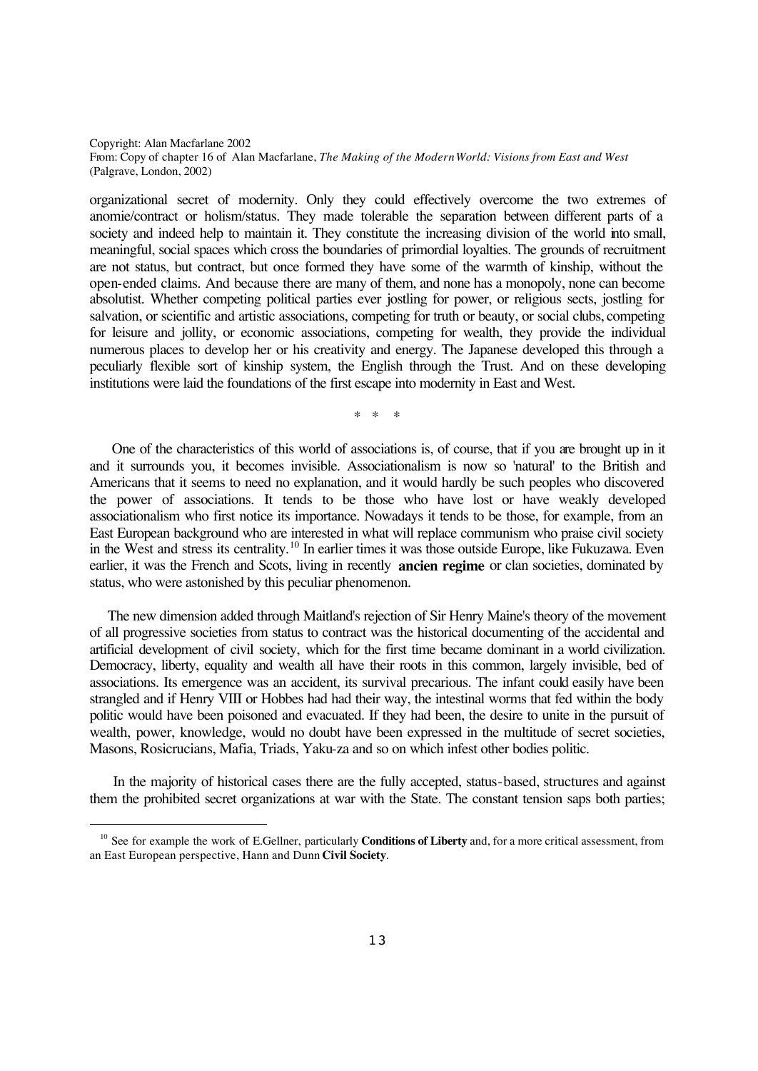organizational secret of modernity. Only they could effectively overcome the two extremes of anomie/contract or holism/status. They made tolerable the separation between different parts of a society and indeed help to maintain it. They constitute the increasing division of the world into small, meaningful, social spaces which cross the boundaries of primordial loyalties. The grounds of recruitment are not status, but contract, but once formed they have some of the warmth of kinship, without the open-ended claims. And because there are many of them, and none has a monopoly, none can become absolutist. Whether competing political parties ever jostling for power, or religious sects, jostling for salvation, or scientific and artistic associations, competing for truth or beauty, or social clubs, competing for leisure and jollity, or economic associations, competing for wealth, they provide the individual numerous places to develop her or his creativity and energy. The Japanese developed this through a peculiarly flexible sort of kinship system, the English through the Trust. And on these developing institutions were laid the foundations of the first escape into modernity in East and West.

\* \* \*

One of the characteristics of this world of associations is, of course, that if you are brought up in it and it surrounds you, it becomes invisible. Associationalism is now so 'natural' to the British and Americans that it seems to need no explanation, and it would hardly be such peoples who discovered the power of associations. It tends to be those who have lost or have weakly developed associationalism who first notice its importance. Nowadays it tends to be those, for example, from an East European background who are interested in what will replace communism who praise civil society in the West and stress its centrality.[10] In earlier times it was those outside Europe, like Fukuzawa. Even earlier, it was the French and Scots, living in recently **ancien regime** or clan societies, dominated by status, who were astonished by this peculiar phenomenon.

The new dimension added through Maitland's rejection of Sir Henry Maine's theory of the movement of all progressive societies from status to contract was the historical documenting of the accidental and artificial development of civil society, which for the first time became dominant in a world civilization. Democracy, liberty, equality and wealth all have their roots in this common, largely invisible, bed of associations. Its emergence was an accident, its survival precarious. The infant could easily have been strangled and if Henry VIII or Hobbes had had their way, the intestinal worms that fed within the body politic would have been poisoned and evacuated. If they had been, the desire to unite in the pursuit of wealth, power, knowledge, would no doubt have been expressed in the multitude of secret societies, Masons, Rosicrucians, Mafia, Triads, Yaku-za and so on which infest other bodies politic.

In the majority of historical cases there are the fully accepted, status-based, structures and against them the prohibited secret organizations at war with the State. The constant tension saps both parties;

[10] See for example the work of E.Gellner, particularly **Conditions of Liberty** and, for a more critical assessment, from an East European perspective, Hann and Dunn **Civil Society**.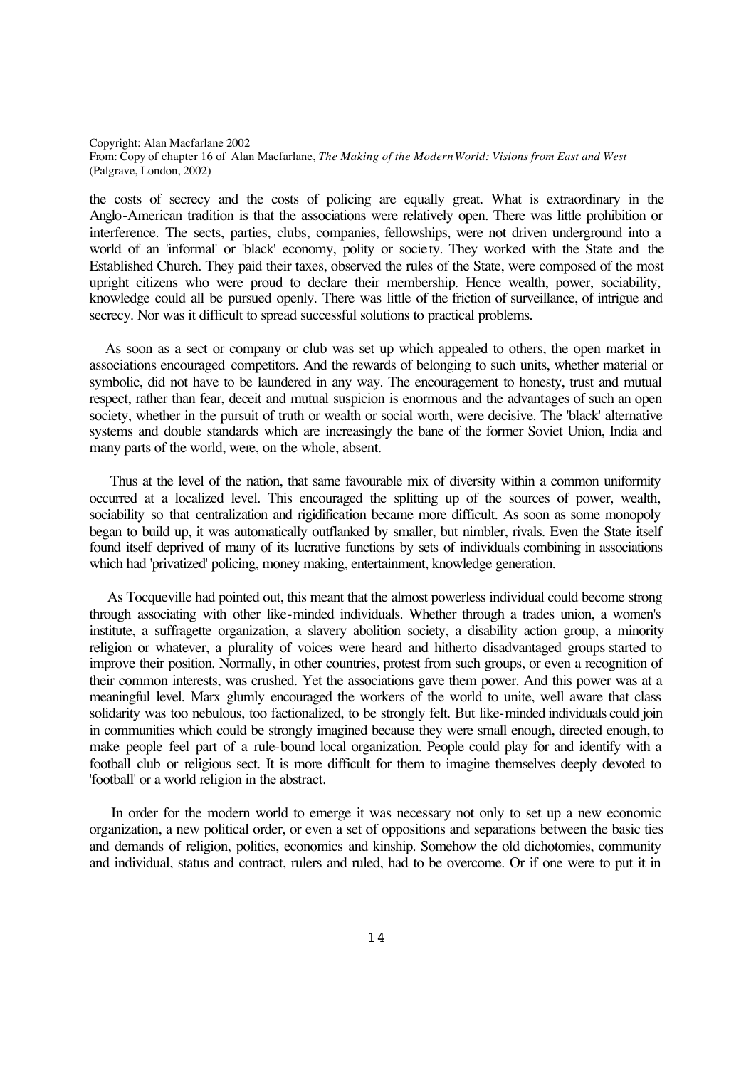the costs of secrecy and the costs of policing are equally great. What is extraordinary in the Anglo-American tradition is that the associations were relatively open. There was little prohibition or interference. The sects, parties, clubs, companies, fellowships, were not driven underground into a world of an 'informal' or 'black' economy, polity or society. They worked with the State and the Established Church. They paid their taxes, observed the rules of the State, were composed of the most upright citizens who were proud to declare their membership. Hence wealth, power, sociability, knowledge could all be pursued openly. There was little of the friction of surveillance, of intrigue and secrecy. Nor was it difficult to spread successful solutions to practical problems.

As soon as a sect or company or club was set up which appealed to others, the open market in associations encouraged competitors. And the rewards of belonging to such units, whether material or symbolic, did not have to be laundered in any way. The encouragement to honesty, trust and mutual respect, rather than fear, deceit and mutual suspicion is enormous and the advantages of such an open society, whether in the pursuit of truth or wealth or social worth, were decisive. The 'black' alternative systems and double standards which are increasingly the bane of the former Soviet Union, India and many parts of the world, were, on the whole, absent.

Thus at the level of the nation, that same favourable mix of diversity within a common uniformity occurred at a localized level. This encouraged the splitting up of the sources of power, wealth, sociability so that centralization and rigidification became more difficult. As soon as some monopoly began to build up, it was automatically outflanked by smaller, but nimbler, rivals. Even the State itself found itself deprived of many of its lucrative functions by sets of individuals combining in associations which had 'privatized' policing, money making, entertainment, knowledge generation.

As Tocqueville had pointed out, this meant that the almost powerless individual could become strong through associating with other like-minded individuals. Whether through a trades union, a women's institute, a suffragette organization, a slavery abolition society, a disability action group, a minority religion or whatever, a plurality of voices were heard and hitherto disadvantaged groups started to improve their position. Normally, in other countries, protest from such groups, or even a recognition of their common interests, was crushed. Yet the associations gave them power. And this power was at a meaningful level. Marx glumly encouraged the workers of the world to unite, well aware that class solidarity was too nebulous, too factionalized, to be strongly felt. But like-minded individuals could join in communities which could be strongly imagined because they were small enough, directed enough, to make people feel part of a rule-bound local organization. People could play for and identify with a football club or religious sect. It is more difficult for them to imagine themselves deeply devoted to 'football' or a world religion in the abstract.

In order for the modern world to emerge it was necessary not only to set up a new economic organization, a new political order, or even a set of oppositions and separations between the basic ties and demands of religion, politics, economics and kinship. Somehow the old dichotomies, community and individual, status and contract, rulers and ruled, had to be overcome. Or if one were to put it in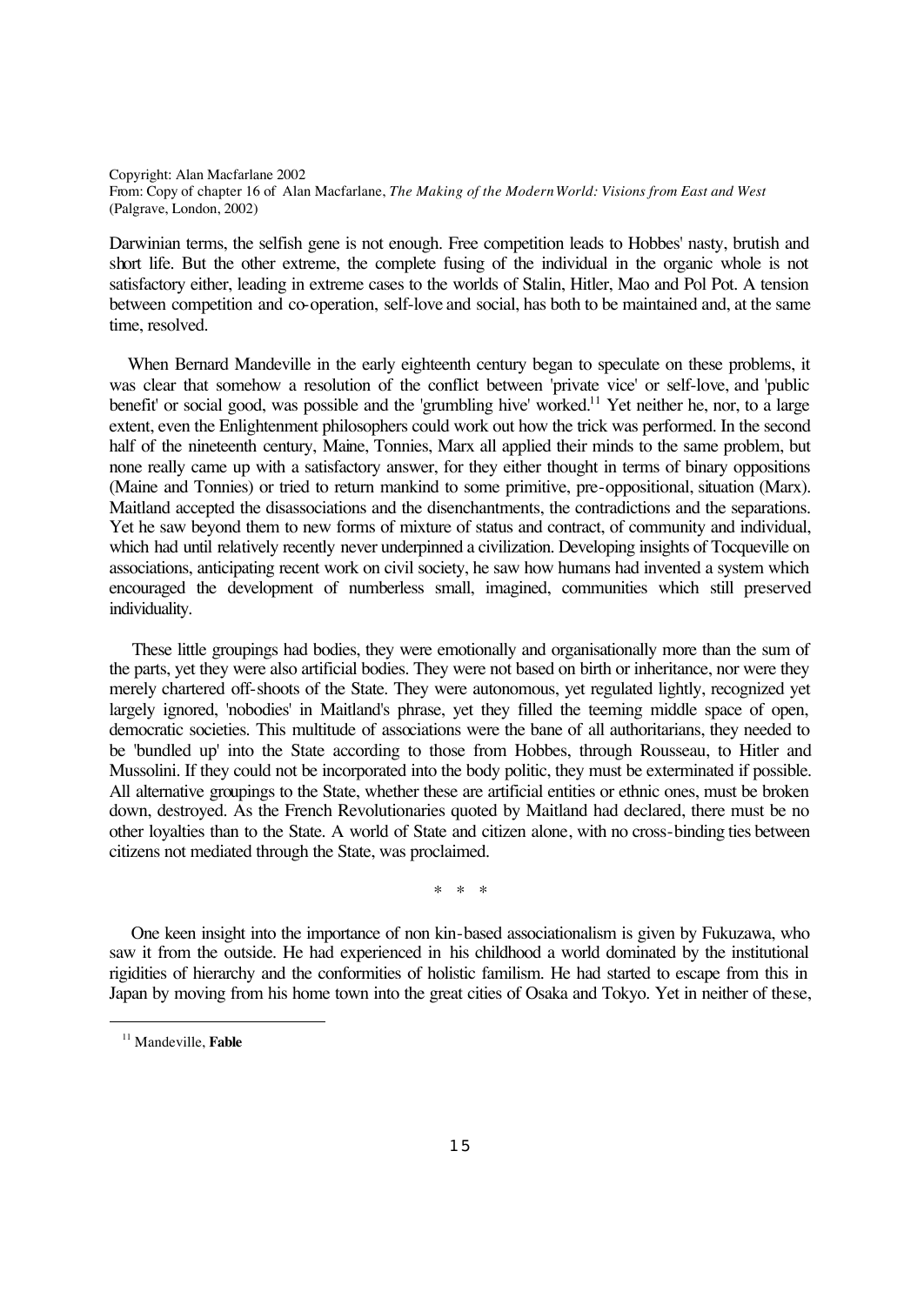Darwinian terms, the selfish gene is not enough. Free competition leads to Hobbes' nasty, brutish and short life. But the other extreme, the complete fusing of the individual in the organic whole is not satisfactory either, leading in extreme cases to the worlds of Stalin, Hitler, Mao and Pol Pot. A tension between competition and co-operation, self-love and social, has both to be maintained and, at the same time, resolved.

When Bernard Mandeville in the early eighteenth century began to speculate on these problems, it was clear that somehow a resolution of the conflict between 'private vice' or self-love, and 'public benefit' or social good, was possible and the 'grumbling hive' worked.[11] Yet neither he, nor, to a large extent, even the Enlightenment philosophers could work out how the trick was performed. In the second half of the nineteenth century, Maine, Tonnies, Marx all applied their minds to the same problem, but none really came up with a satisfactory answer, for they either thought in terms of binary oppositions (Maine and Tonnies) or tried to return mankind to some primitive, pre-oppositional, situation (Marx). Maitland accepted the disassociations and the disenchantments, the contradictions and the separations. Yet he saw beyond them to new forms of mixture of status and contract, of community and individual, which had until relatively recently never underpinned a civilization. Developing insights of Tocqueville on associations, anticipating recent work on civil society, he saw how humans had invented a system which encouraged the development of numberless small, imagined, communities which still preserved individuality.

These little groupings had bodies, they were emotionally and organisationally more than the sum of the parts, yet they were also artificial bodies. They were not based on birth or inheritance, nor were they merely chartered off-shoots of the State. They were autonomous, yet regulated lightly, recognized yet largely ignored, 'nobodies' in Maitland's phrase, yet they filled the teeming middle space of open, democratic societies. This multitude of associations were the bane of all authoritarians, they needed to be 'bundled up' into the State according to those from Hobbes, through Rousseau, to Hitler and Mussolini. If they could not be incorporated into the body politic, they must be exterminated if possible. All alternative groupings to the State, whether these are artificial entities or ethnic ones, must be broken down, destroyed. As the French Revolutionaries quoted by Maitland had declared, there must be no other loyalties than to the State. A world of State and citizen alone, with no cross-binding ties between citizens not mediated through the State, was proclaimed.

\* \* \*

One keen insight into the importance of non kin-based associationalism is given by Fukuzawa, who saw it from the outside. He had experienced in his childhood a world dominated by the institutional rigidities of hierarchy and the conformities of holistic familism. He had started to escape from this in Japan by moving from his home town into the great cities of Osaka and Tokyo. Yet in neither of these,

---

[11] Mandeville, **Fable**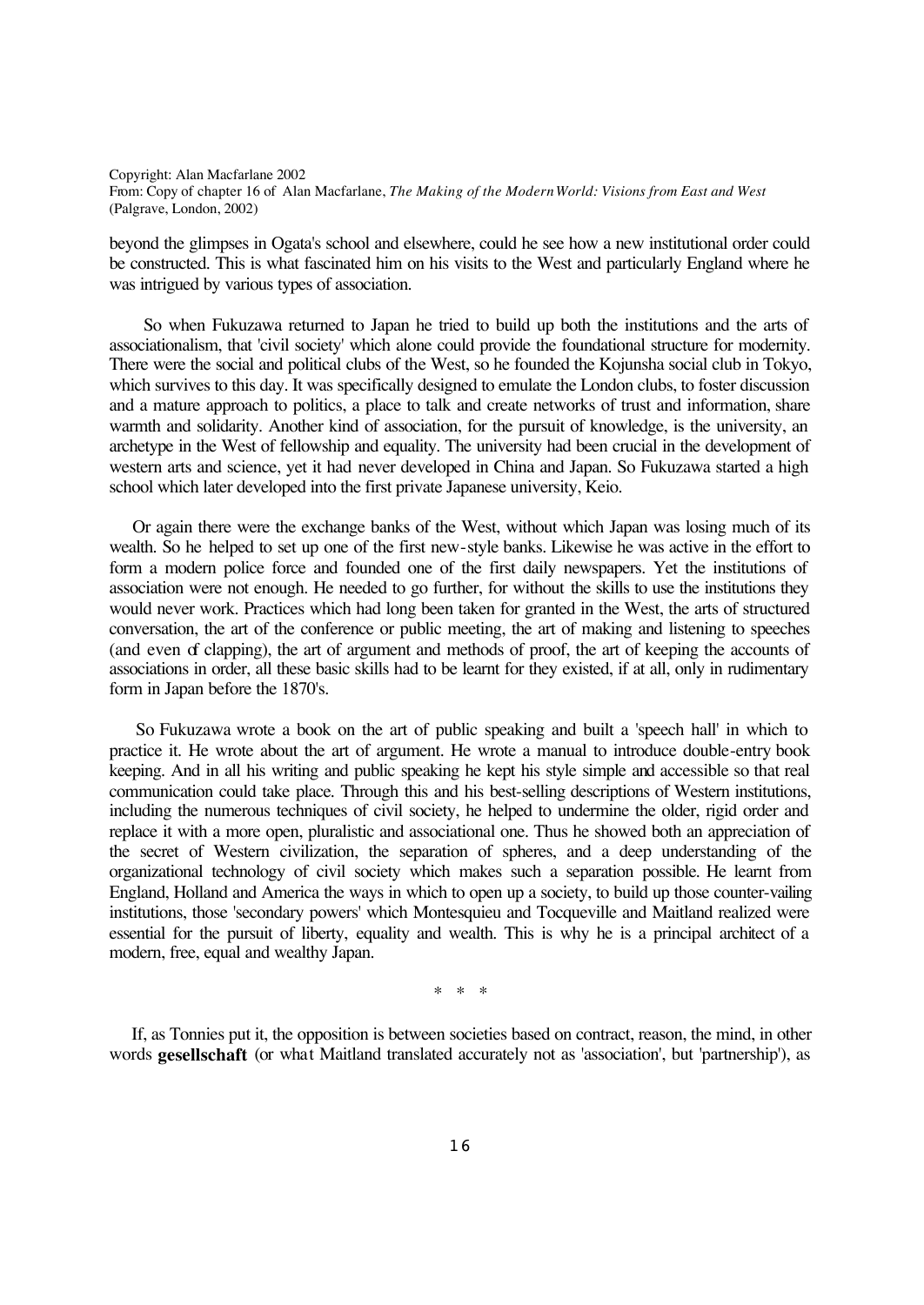beyond the glimpses in Ogata's school and elsewhere, could he see how a new institutional order could be constructed. This is what fascinated him on his visits to the West and particularly England where he was intrigued by various types of association.

So when Fukuzawa returned to Japan he tried to build up both the institutions and the arts of associationalism, that 'civil society' which alone could provide the foundational structure for modernity. There were the social and political clubs of the West, so he founded the Kojunsha social club in Tokyo, which survives to this day. It was specifically designed to emulate the London clubs, to foster discussion and a mature approach to politics, a place to talk and create networks of trust and information, share warmth and solidarity. Another kind of association, for the pursuit of knowledge, is the university, an archetype in the West of fellowship and equality. The university had been crucial in the development of western arts and science, yet it had never developed in China and Japan. So Fukuzawa started a high school which later developed into the first private Japanese university, Keio.

Or again there were the exchange banks of the West, without which Japan was losing much of its wealth. So he helped to set up one of the first new-style banks. Likewise he was active in the effort to form a modern police force and founded one of the first daily newspapers. Yet the institutions of association were not enough. He needed to go further, for without the skills to use the institutions they would never work. Practices which had long been taken for granted in the West, the arts of structured conversation, the art of the conference or public meeting, the art of making and listening to speeches (and even of clapping), the art of argument and methods of proof, the art of keeping the accounts of associations in order, all these basic skills had to be learnt for they existed, if at all, only in rudimentary form in Japan before the 1870's.

So Fukuzawa wrote a book on the art of public speaking and built a 'speech hall' in which to practice it. He wrote about the art of argument. He wrote a manual to introduce double-entry book keeping. And in all his writing and public speaking he kept his style simple and accessible so that real communication could take place. Through this and his best-selling descriptions of Western institutions, including the numerous techniques of civil society, he helped to undermine the older, rigid order and replace it with a more open, pluralistic and associational one. Thus he showed both an appreciation of the secret of Western civilization, the separation of spheres, and a deep understanding of the organizational technology of civil society which makes such a separation possible. He learnt from England, Holland and America the ways in which to open up a society, to build up those counter-vailing institutions, those 'secondary powers' which Montesquieu and Tocqueville and Maitland realized were essential for the pursuit of liberty, equality and wealth. This is why he is a principal architect of a modern, free, equal and wealthy Japan.

\* \* \*

If, as Tonnies put it, the opposition is between societies based on contract, reason, the mind, in other words **gesellschaft** (or what Maitland translated accurately not as 'association', but 'partnership'), as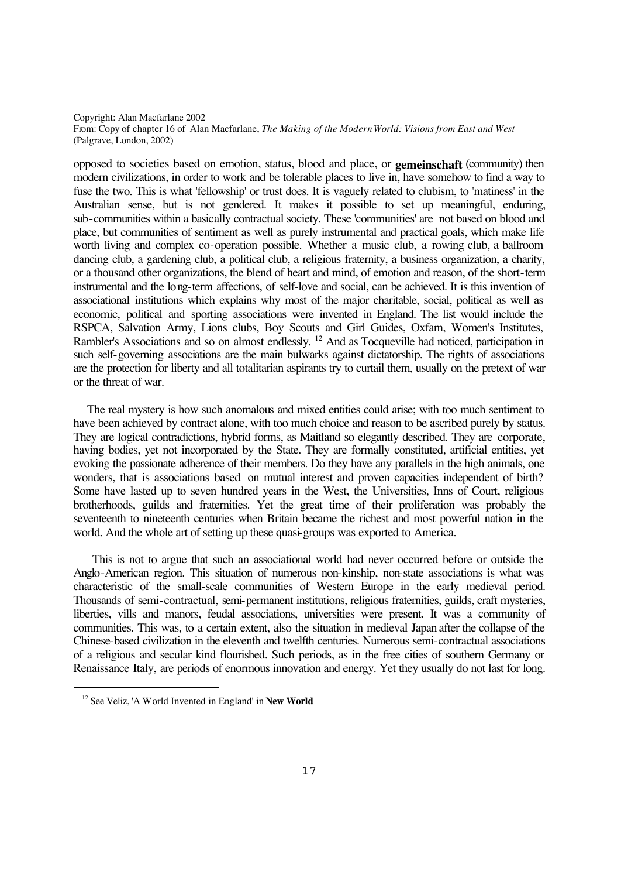opposed to societies based on emotion, status, blood and place, or **gemeinschaft** (community) then modern civilizations, in order to work and be tolerable places to live in, have somehow to find a way to fuse the two. This is what 'fellowship' or trust does. It is vaguely related to clubism, to 'matiness' in the Australian sense, but is not gendered. It makes it possible to set up meaningful, enduring, sub-communities within a basically contractual society. These 'communities' are not based on blood and place, but communities of sentiment as well as purely instrumental and practical goals, which make life worth living and complex co-operation possible. Whether a music club, a rowing club, a ballroom dancing club, a gardening club, a political club, a religious fraternity, a business organization, a charity, or a thousand other organizations, the blend of heart and mind, of emotion and reason, of the short-term instrumental and the long-term affections, of self-love and social, can be achieved. It is this invention of associational institutions which explains why most of the major charitable, social, political as well as economic, political and sporting associations were invented in England. The list would include the RSPCA, Salvation Army, Lions clubs, Boy Scouts and Girl Guides, Oxfam, Women's Institutes, Rambler's Associations and so on almost endlessly. [12] And as Tocqueville had noticed, participation in such self-governing associations are the main bulwarks against dictatorship. The rights of associations are the protection for liberty and all totalitarian aspirants try to curtail them, usually on the pretext of war or the threat of war.

The real mystery is how such anomalous and mixed entities could arise; with too much sentiment to have been achieved by contract alone, with too much choice and reason to be ascribed purely by status. They are logical contradictions, hybrid forms, as Maitland so elegantly described. They are corporate, having bodies, yet not incorporated by the State. They are formally constituted, artificial entities, yet evoking the passionate adherence of their members. Do they have any parallels in the high animals, one wonders, that is associations based on mutual interest and proven capacities independent of birth? Some have lasted up to seven hundred years in the West, the Universities, Inns of Court, religious brotherhoods, guilds and fraternities. Yet the great time of their proliferation was probably the seventeenth to nineteenth centuries when Britain became the richest and most powerful nation in the world. And the whole art of setting up these quasi-groups was exported to America.

This is not to argue that such an associational world had never occurred before or outside the Anglo-American region. This situation of numerous non-kinship, non-state associations is what was characteristic of the small-scale communities of Western Europe in the early medieval period. Thousands of semi-contractual, semi-permanent institutions, religious fraternities, guilds, craft mysteries, liberties, vills and manors, feudal associations, universities were present. It was a community of communities. This was, to a certain extent, also the situation in medieval Japan after the collapse of the Chinese-based civilization in the eleventh and twelfth centuries. Numerous semi-contractual associations of a religious and secular kind flourished. Such periods, as in the free cities of southern Germany or Renaissance Italy, are periods of enormous innovation and energy. Yet they usually do not last for long.

[12] See Veliz, 'A World Invented in England' in **New World**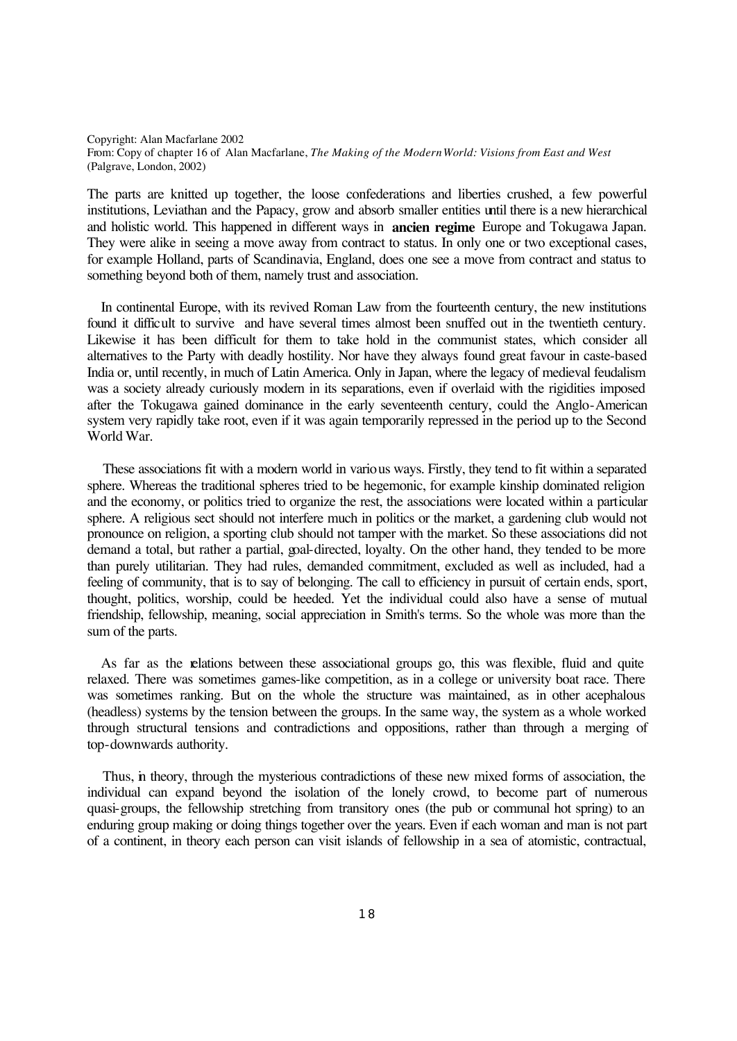Copyright: Alan Macfarlane 2002
From: Copy of chapter 16 of Alan Macfarlane, *The Making of the Modern World: Visions from East and West* (Palgrave, London, 2002)

The parts are knitted up together, the loose confederations and liberties crushed, a few powerful institutions, Leviathan and the Papacy, grow and absorb smaller entities until there is a new hierarchical and holistic world. This happened in different ways in **ancien regime** Europe and Tokugawa Japan. They were alike in seeing a move away from contract to status. In only one or two exceptional cases, for example Holland, parts of Scandinavia, England, does one see a move from contract and status to something beyond both of them, namely trust and association.

In continental Europe, with its revived Roman Law from the fourteenth century, the new institutions found it difficult to survive and have several times almost been snuffed out in the twentieth century. Likewise it has been difficult for them to take hold in the communist states, which consider all alternatives to the Party with deadly hostility. Nor have they always found great favour in caste-based India or, until recently, in much of Latin America. Only in Japan, where the legacy of medieval feudalism was a society already curiously modern in its separations, even if overlaid with the rigidities imposed after the Tokugawa gained dominance in the early seventeenth century, could the Anglo-American system very rapidly take root, even if it was again temporarily repressed in the period up to the Second World War.

These associations fit with a modern world in various ways. Firstly, they tend to fit within a separated sphere. Whereas the traditional spheres tried to be hegemonic, for example kinship dominated religion and the economy, or politics tried to organize the rest, the associations were located within a particular sphere. A religious sect should not interfere much in politics or the market, a gardening club would not pronounce on religion, a sporting club should not tamper with the market. So these associations did not demand a total, but rather a partial, goal-directed, loyalty. On the other hand, they tended to be more than purely utilitarian. They had rules, demanded commitment, excluded as well as included, had a feeling of community, that is to say of belonging. The call to efficiency in pursuit of certain ends, sport, thought, politics, worship, could be heeded. Yet the individual could also have a sense of mutual friendship, fellowship, meaning, social appreciation in Smith's terms. So the whole was more than the sum of the parts.

As far as the relations between these associational groups go, this was flexible, fluid and quite relaxed. There was sometimes games-like competition, as in a college or university boat race. There was sometimes ranking. But on the whole the structure was maintained, as in other acephalous (headless) systems by the tension between the groups. In the same way, the system as a whole worked through structural tensions and contradictions and oppositions, rather than through a merging of top-downwards authority.

Thus, in theory, through the mysterious contradictions of these new mixed forms of association, the individual can expand beyond the isolation of the lonely crowd, to become part of numerous quasi-groups, the fellowship stretching from transitory ones (the pub or communal hot spring) to an enduring group making or doing things together over the years. Even if each woman and man is not part of a continent, in theory each person can visit islands of fellowship in a sea of atomistic, contractual,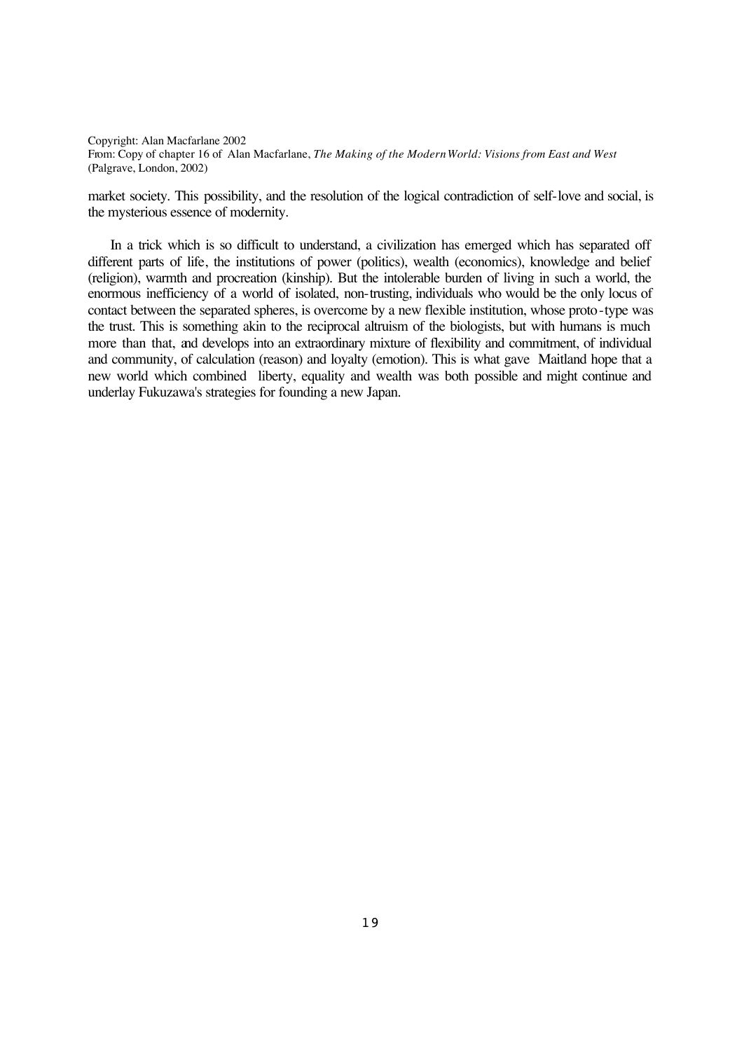market society. This possibility, and the resolution of the logical contradiction of self-love and social, is the mysterious essence of modernity.

In a trick which is so difficult to understand, a civilization has emerged which has separated off different parts of life, the institutions of power (politics), wealth (economics), knowledge and belief (religion), warmth and procreation (kinship). But the intolerable burden of living in such a world, the enormous inefficiency of a world of isolated, non-trusting, individuals who would be the only locus of contact between the separated spheres, is overcome by a new flexible institution, whose proto-type was the trust. This is something akin to the reciprocal altruism of the biologists, but with humans is much more than that, and develops into an extraordinary mixture of flexibility and commitment, of individual and community, of calculation (reason) and loyalty (emotion). This is what gave Maitland hope that a new world which combined liberty, equality and wealth was both possible and might continue and underlay Fukuzawa's strategies for founding a new Japan.